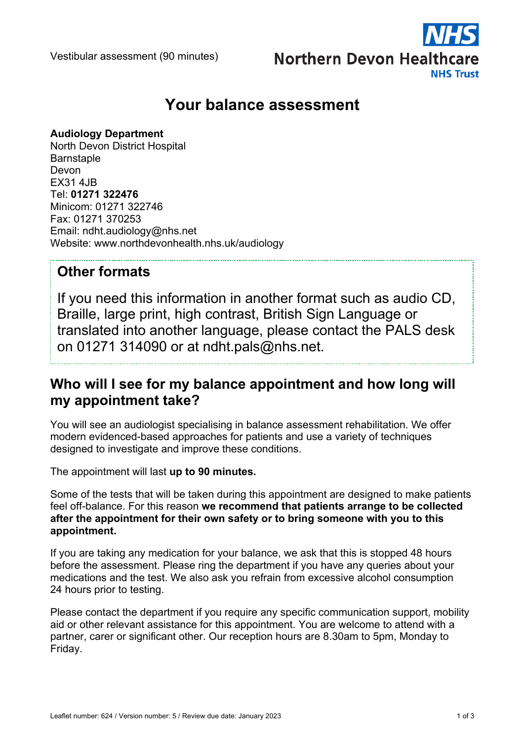Vestibular assessment (90 minutes)

Northern Devon Healthcare NHS Trust

# Your balance assessment

**Audiology Department**
North Devon District Hospital
Barnstaple
Devon
EX31 4JB
Tel: **01271 322476**
Minicom: 01271 322746
Fax: 01271 370253
Email: ndht.audiology@nhs.net
Website: www.northdevonhealth.nhs.uk/audiology

## Other formats

If you need this information in another format such as audio CD, Braille, large print, high contrast, British Sign Language or translated into another language, please contact the PALS desk on 01271 314090 or at ndht.pals@nhs.net.

## Who will I see for my balance appointment and how long will my appointment take?

You will see an audiologist specialising in balance assessment rehabilitation. We offer modern evidenced-based approaches for patients and use a variety of techniques designed to investigate and improve these conditions.

The appointment will last **up to 90 minutes.**

Some of the tests that will be taken during this appointment are designed to make patients feel off-balance. For this reason **we recommend that patients arrange to be collected after the appointment for their own safety or to bring someone with you to this appointment.**

If you are taking any medication for your balance, we ask that this is stopped 48 hours before the assessment. Please ring the department if you have any queries about your medications and the test. We also ask you refrain from excessive alcohol consumption 24 hours prior to testing.

Please contact the department if you require any specific communication support, mobility aid or other relevant assistance for this appointment. You are welcome to attend with a partner, carer or significant other. Our reception hours are 8.30am to 5pm, Monday to Friday.

Leaflet number: 624 / Version number: 5 / Review due date: January 2023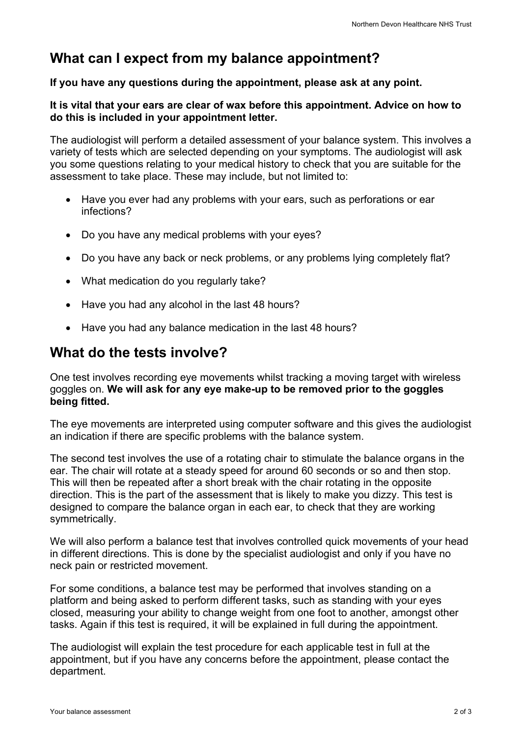## What can I expect from my balance appointment?

**If you have any questions during the appointment, please ask at any point.**

**It is vital that your ears are clear of wax before this appointment. Advice on how to do this is included in your appointment letter.**

The audiologist will perform a detailed assessment of your balance system. This involves a variety of tests which are selected depending on your symptoms. The audiologist will ask you some questions relating to your medical history to check that you are suitable for the assessment to take place. These may include, but not limited to:

- Have you ever had any problems with your ears, such as perforations or ear infections?
- Do you have any medical problems with your eyes?
- Do you have any back or neck problems, or any problems lying completely flat?
- What medication do you regularly take?
- Have you had any alcohol in the last 48 hours?
- Have you had any balance medication in the last 48 hours?

## What do the tests involve?

One test involves recording eye movements whilst tracking a moving target with wireless goggles on. **We will ask for any eye make-up to be removed prior to the goggles being fitted.**

The eye movements are interpreted using computer software and this gives the audiologist an indication if there are specific problems with the balance system.

The second test involves the use of a rotating chair to stimulate the balance organs in the ear. The chair will rotate at a steady speed for around 60 seconds or so and then stop. This will then be repeated after a short break with the chair rotating in the opposite direction. This is the part of the assessment that is likely to make you dizzy. This test is designed to compare the balance organ in each ear, to check that they are working symmetrically.

We will also perform a balance test that involves controlled quick movements of your head in different directions. This is done by the specialist audiologist and only if you have no neck pain or restricted movement.

For some conditions, a balance test may be performed that involves standing on a platform and being asked to perform different tasks, such as standing with your eyes closed, measuring your ability to change weight from one foot to another, amongst other tasks. Again if this test is required, it will be explained in full during the appointment.

The audiologist will explain the test procedure for each applicable test in full at the appointment, but if you have any concerns before the appointment, please contact the department.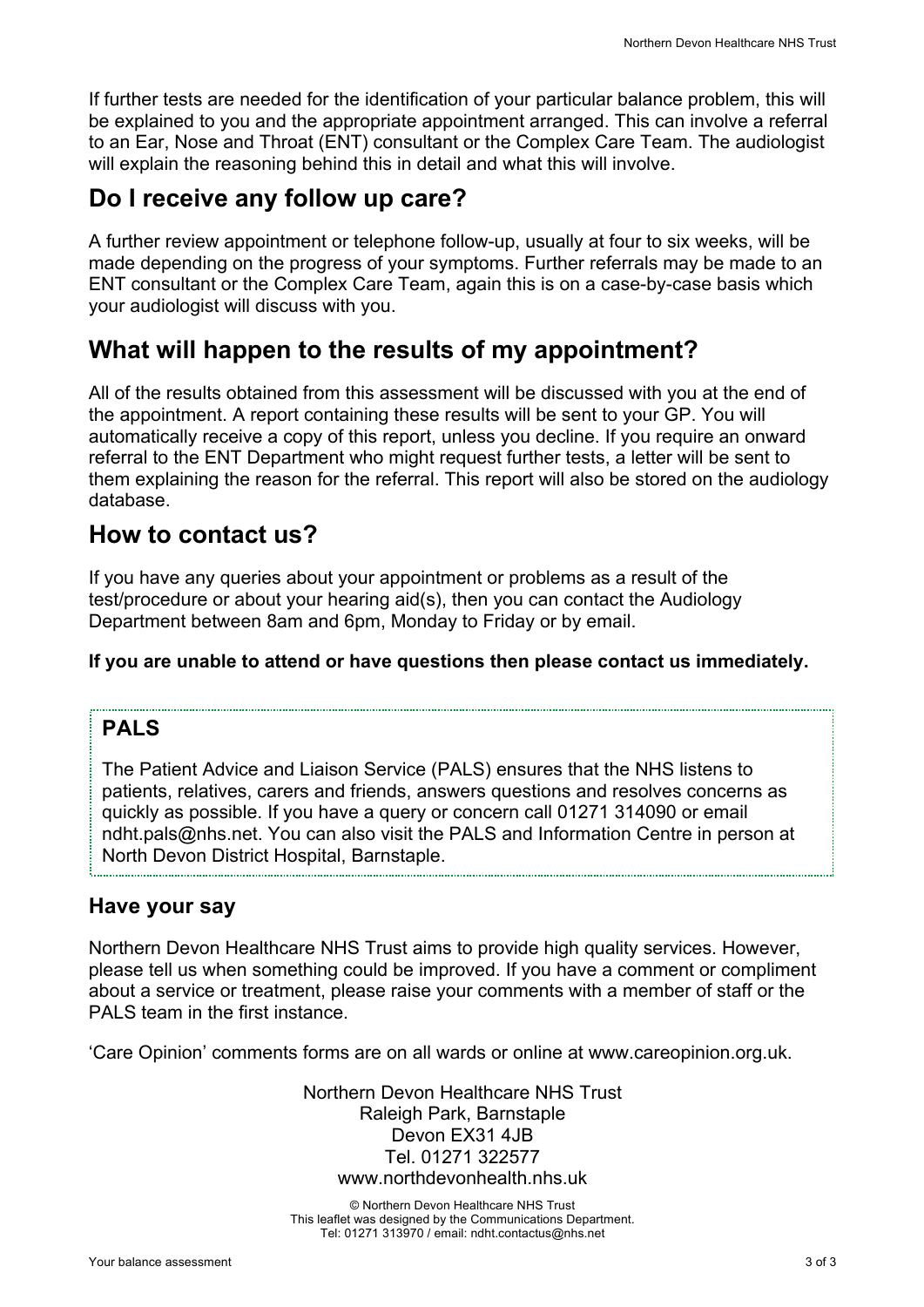If further tests are needed for the identification of your particular balance problem, this will be explained to you and the appropriate appointment arranged. This can involve a referral to an Ear, Nose and Throat (ENT) consultant or the Complex Care Team. The audiologist will explain the reasoning behind this in detail and what this will involve.

## Do I receive any follow up care?

A further review appointment or telephone follow-up, usually at four to six weeks, will be made depending on the progress of your symptoms. Further referrals may be made to an ENT consultant or the Complex Care Team, again this is on a case-by-case basis which your audiologist will discuss with you.

## What will happen to the results of my appointment?

All of the results obtained from this assessment will be discussed with you at the end of the appointment. A report containing these results will be sent to your GP. You will automatically receive a copy of this report, unless you decline. If you require an onward referral to the ENT Department who might request further tests, a letter will be sent to them explaining the reason for the referral. This report will also be stored on the audiology database.

## How to contact us?

If you have any queries about your appointment or problems as a result of the test/procedure or about your hearing aid(s), then you can contact the Audiology Department between 8am and 6pm, Monday to Friday or by email.

**If you are unable to attend or have questions then please contact us immediately.**

### PALS

The Patient Advice and Liaison Service (PALS) ensures that the NHS listens to patients, relatives, carers and friends, answers questions and resolves concerns as quickly as possible. If you have a query or concern call 01271 314090 or email ndht.pals@nhs.net. You can also visit the PALS and Information Centre in person at North Devon District Hospital, Barnstaple.

### Have your say

Northern Devon Healthcare NHS Trust aims to provide high quality services. However, please tell us when something could be improved. If you have a comment or compliment about a service or treatment, please raise your comments with a member of staff or the PALS team in the first instance.

'Care Opinion' comments forms are on all wards or online at www.careopinion.org.uk.

Northern Devon Healthcare NHS Trust
Raleigh Park, Barnstaple
Devon EX31 4JB
Tel. 01271 322577
www.northdevonhealth.nhs.uk

© Northern Devon Healthcare NHS Trust
This leaflet was designed by the Communications Department.
Tel: 01271 313970 / email: ndht.contactus@nhs.net